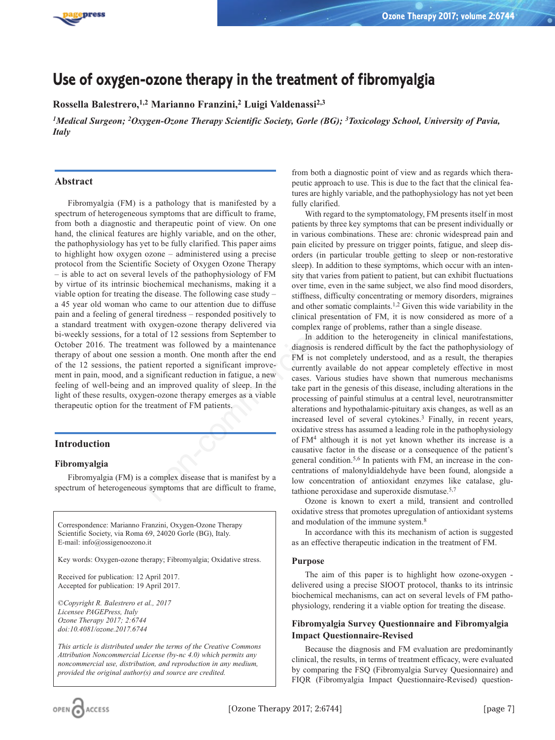# Use of oxygen-ozone therapy in the treatment of fibromyalgia

**Rossella Balestrero,[1,2] Marianno Franzini,[2] Luigi Valdenassi[2,3]**

*[1]Medical Surgeon; [2]Oxygen-Ozone Therapy Scientific Society, Gorle (BG); [3]Toxicology School, University of Pavia, Italy*

## Abstract

Fibromyalgia (FM) is a pathology that is manifested by a spectrum of heterogeneous symptoms that are difficult to frame, from both a diagnostic and therapeutic point of view. On one hand, the clinical features are highly variable, and on the other, the pathophysiology has yet to be fully clarified. This paper aims to highlight how oxygen ozone – administered using a precise protocol from the Scientific Society of Oxygen Ozone Therapy – is able to act on several levels of the pathophysiology of FM by virtue of its intrinsic biochemical mechanisms, making it a viable option for treating the disease. The following case study – a 45 year old woman who came to our attention due to diffuse pain and a feeling of general tiredness – responded positively to a standard treatment with oxygen-ozone therapy delivered via bi-weekly sessions, for a total of 12 sessions from September to October 2016. The treatment was followed by a maintenance therapy of about one session a month. One month after the end of the 12 sessions, the patient reported a significant improvement in pain, mood, and a significant reduction in fatigue, a new feeling of well-being and an improved quality of sleep. In the light of these results, oxygen-ozone therapy emerges as a viable therapeutic option for the treatment of FM patients.

## Introduction

### Fibromyalgia

Fibromyalgia (FM) is a complex disease that is manifest by a spectrum of heterogeneous symptoms that are difficult to frame, from both a diagnostic point of view and as regards which therapeutic approach to use. This is due to the fact that the clinical features are highly variable, and the pathophysiology has not yet been fully clarified.

With regard to the symptomatology, FM presents itself in most patients by three key symptoms that can be present individually or in various combinations. These are: chronic widespread pain and pain elicited by pressure on trigger points, fatigue, and sleep disorders (in particular trouble getting to sleep or non-restorative sleep). In addition to these symptoms, which occur with an intensity that varies from patient to patient, but can exhibit fluctuations over time, even in the same subject, we also find mood disorders, stiffness, difficulty concentrating or memory disorders, migraines and other somatic complaints.[1,2] Given this wide variability in the clinical presentation of FM, it is now considered as more of a complex range of problems, rather than a single disease.

In addition to the heterogeneity in clinical manifestations, diagnosis is rendered difficult by the fact the pathophysiology of FM is not completely understood, and as a result, the therapies currently available do not appear completely effective in most cases. Various studies have shown that numerous mechanisms take part in the genesis of this disease, including alterations in the processing of painful stimulus at a central level, neurotransmitter alterations and hypothalamic-pituitary axis changes, as well as an increased level of several cytokines.[3] Finally, in recent years, oxidative stress has assumed a leading role in the pathophysiology of FM[4] although it is not yet known whether its increase is a causative factor in the disease or a consequence of the patient's general condition.[5,6] In patients with FM, an increase in the concentrations of malonyldialdehyde have been found, alongside a low concentration of antioxidant enzymes like catalase, glutathione peroxidase and superoxide dismutase.[5,7]

Ozone is known to exert a mild, transient and controlled oxidative stress that promotes upregulation of antioxidant systems and modulation of the immune system.[8]

In accordance with this its mechanism of action is suggested as an effective therapeutic indication in the treatment of FM.

### Purpose

The aim of this paper is to highlight how ozone-oxygen - delivered using a precise SIOOT protocol, thanks to its intrinsic biochemical mechanisms, can act on several levels of FM pathophysiology, rendering it a viable option for treating the disease.

### Fibromyalgia Survey Questionnaire and Fibromyalgia Impact Questionnaire-Revised

Because the diagnosis and FM evaluation are predominantly clinical, the results, in terms of treatment efficacy, were evaluated by comparing the FSQ (Fibromyalgia Survey Quesionnaire) and FIQR (Fibromyalgia Impact Questionnaire-Revised) question-

Correspondence: Marianno Franzini, Oxygen-Ozone Therapy Scientific Society, via Roma 69, 24020 Gorle (BG), Italy.
E-mail: info@ossigenoozono.it

Key words: Oxygen-ozone therapy; Fibromyalgia; Oxidative stress.

Received for publication: 12 April 2017.
Accepted for publication: 19 April 2017.

*©Copyright R. Balestrero et al., 2017*
*Licensee PAGEPress, Italy*
*Ozone Therapy 2017; 2:6744*
*doi:10.4081/ozone.2017.6744*

*This article is distributed under the terms of the Creative Commons Attribution Noncommercial License (by-nc 4.0) which permits any noncommercial use, distribution, and reproduction in any medium, provided the original author(s) and source are credited.*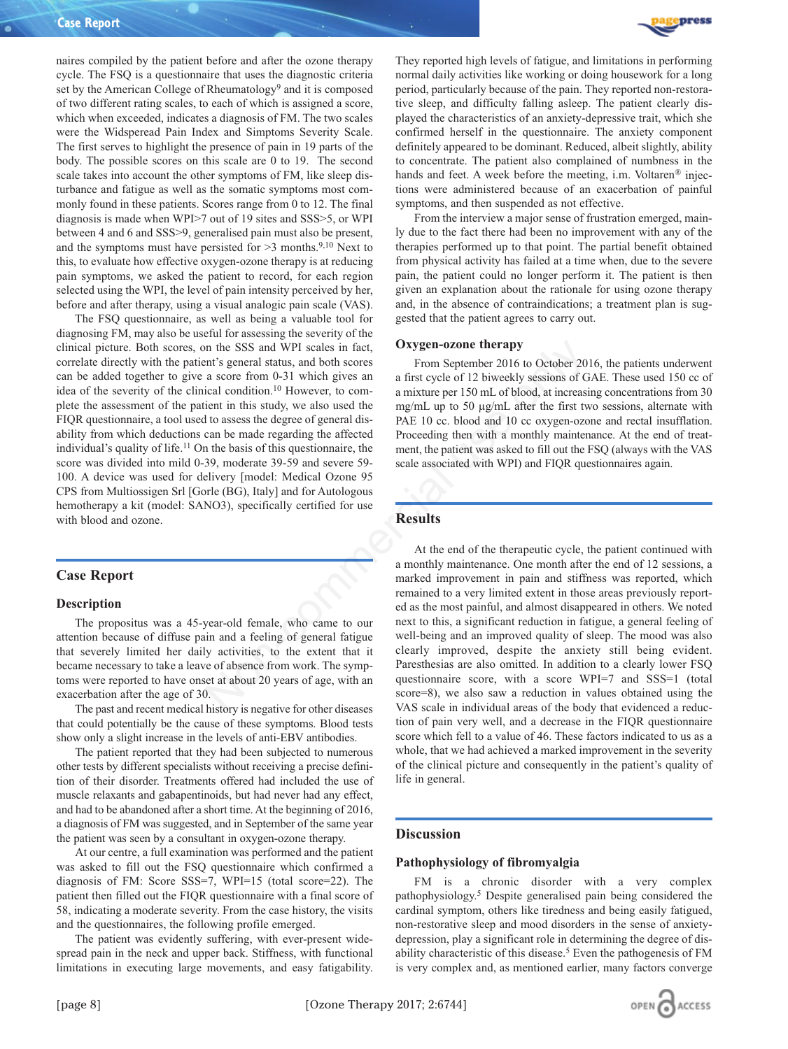naires compiled by the patient before and after the ozone therapy cycle. The FSQ is a questionnaire that uses the diagnostic criteria set by the American College of Rheumatology[9] and it is composed of two different rating scales, to each of which is assigned a score, which when exceeded, indicates a diagnosis of FM. The two scales were the Widspread Pain Index and Simptoms Severity Scale. The first serves to highlight the presence of pain in 19 parts of the body. The possible scores on this scale are 0 to 19. The second scale takes into account the other symptoms of FM, like sleep disturbance and fatigue as well as the somatic symptoms most commonly found in these patients. Scores range from 0 to 12. The final diagnosis is made when WPI>7 out of 19 sites and SSS>5, or WPI between 4 and 6 and SSS>9, generalised pain must also be present, and the symptoms must have persisted for >3 months.[9,10] Next to this, to evaluate how effective oxygen-ozone therapy is at reducing pain symptoms, we asked the patient to record, for each region selected using the WPI, the level of pain intensity perceived by her, before and after therapy, using a visual analogic pain scale (VAS).

The FSQ questionnaire, as well as being a valuable tool for diagnosing FM, may also be useful for assessing the severity of the clinical picture. Both scores, on the SSS and WPI scales in fact, correlate directly with the patient's general status, and both scores can be added together to give a score from 0-31 which gives an idea of the severity of the clinical condition.[10] However, to complete the assessment of the patient in this study, we also used the FIQR questionnaire, a tool used to assess the degree of general disability from which deductions can be made regarding the affected individual's quality of life.[11] On the basis of this questionnaire, the score was divided into mild 0-39, moderate 39-59 and severe 59-100. A device was used for delivery [model: Medical Ozone 95 CPS from Multiossigen Srl [Gorle (BG), Italy] and for Autologous hemotherapy a kit (model: SANO3), specifically certified for use with blood and ozone.

## Case Report

### Description

The propositus was a 45-year-old female, who came to our attention because of diffuse pain and a feeling of general fatigue that severely limited her daily activities, to the extent that it became necessary to take a leave of absence from work. The symptoms were reported to have onset at about 20 years of age, with an exacerbation after the age of 30.

The past and recent medical history is negative for other diseases that could potentially be the cause of these symptoms. Blood tests show only a slight increase in the levels of anti-EBV antibodies.

The patient reported that they had been subjected to numerous other tests by different specialists without receiving a precise definition of their disorder. Treatments offered had included the use of muscle relaxants and gabapentinoids, but had never had any effect, and had to be abandoned after a short time. At the beginning of 2016, a diagnosis of FM was suggested, and in September of the same year the patient was seen by a consultant in oxygen-ozone therapy.

At our centre, a full examination was performed and the patient was asked to fill out the FSQ questionnaire which confirmed a diagnosis of FM: Score SSS=7, WPI=15 (total score=22). The patient then filled out the FIQR questionnaire with a final score of 58, indicating a moderate severity. From the case history, the visits and the questionnaires, the following profile emerged.

The patient was evidently suffering, with ever-present widespread pain in the neck and upper back. Stiffness, with functional limitations in executing large movements, and easy fatigability. They reported high levels of fatigue, and limitations in performing normal daily activities like working or doing housework for a long period, particularly because of the pain. They reported non-restorative sleep, and difficulty falling asleep. The patient clearly displayed the characteristics of an anxiety-depressive trait, which she confirmed herself in the questionnaire. The anxiety component definitely appeared to be dominant. Reduced, albeit slightly, ability to concentrate. The patient also complained of numbness in the hands and feet. A week before the meeting, i.m. Voltaren® injections were administered because of an exacerbation of painful symptoms, and then suspended as not effective.

From the interview a major sense of frustration emerged, mainly due to the fact there had been no improvement with any of the therapies performed up to that point. The partial benefit obtained from physical activity has failed at a time when, due to the severe pain, the patient could no longer perform it. The patient is then given an explanation about the rationale for using ozone therapy and, in the absence of contraindications; a treatment plan is suggested that the patient agrees to carry out.

### Oxygen-ozone therapy

From September 2016 to October 2016, the patients underwent a first cycle of 12 biweekly sessions of GAE. These used 150 cc of a mixture per 150 mL of blood, at increasing concentrations from 30 mg/mL up to 50 µg/mL after the first two sessions, alternate with PAE 10 cc. blood and 10 cc oxygen-ozone and rectal insufflation. Proceeding then with a monthly maintenance. At the end of treatment, the patient was asked to fill out the FSQ (always with the VAS scale associated with WPI) and FIQR questionnaires again.

## Results

At the end of the therapeutic cycle, the patient continued with a monthly maintenance. One month after the end of 12 sessions, a marked improvement in pain and stiffness was reported, which remained to a very limited extent in those areas previously reported as the most painful, and almost disappeared in others. We noted next to this, a significant reduction in fatigue, a general feeling of well-being and an improved quality of sleep. The mood was also clearly improved, despite the anxiety still being evident. Paresthesias are also omitted. In addition to a clearly lower FSQ questionnaire score, with a score WPI=7 and SSS=1 (total score=8), we also saw a reduction in values obtained using the VAS scale in individual areas of the body that evidenced a reduction of pain very well, and a decrease in the FIQR questionnaire score which fell to a value of 46. These factors indicated to us as a whole, that we had achieved a marked improvement in the severity of the clinical picture and consequently in the patient's quality of life in general.

## Discussion

### Pathophysiology of fibromyalgia

FM is a chronic disorder with a very complex pathophysiology.[5] Despite generalised pain being considered the cardinal symptom, others like tiredness and being easily fatigued, non-restorative sleep and mood disorders in the sense of anxiety-depression, play a significant role in determining the degree of disability characteristic of this disease.[5] Even the pathogenesis of FM is very complex and, as mentioned earlier, many factors converge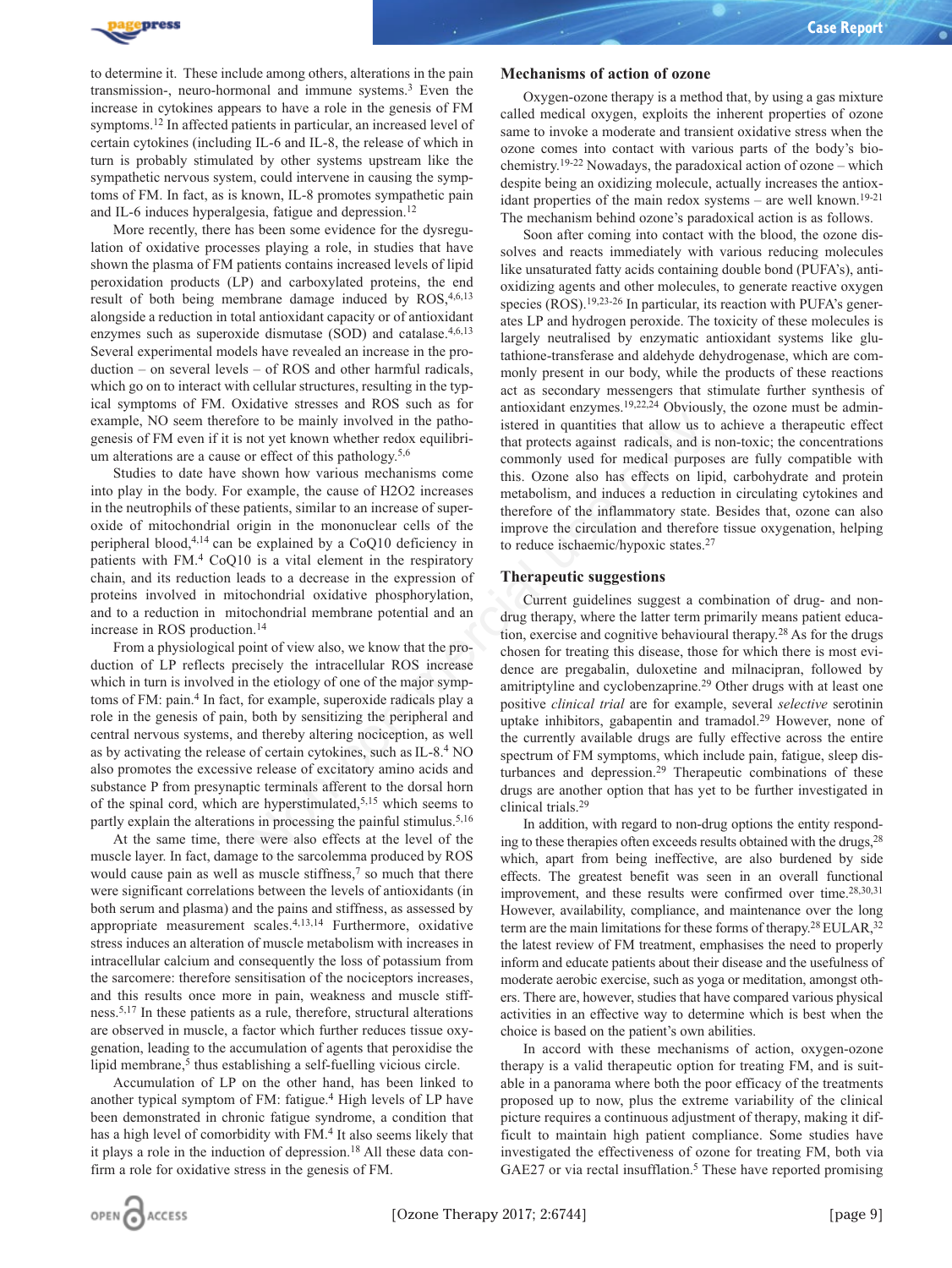to determine it. These include among others, alterations in the pain transmission-, neuro-hormonal and immune systems.[3] Even the increase in cytokines appears to have a role in the genesis of FM symptoms.[12] In affected patients in particular, an increased level of certain cytokines (including IL-6 and IL-8, the release of which in turn is probably stimulated by other systems upstream like the sympathetic nervous system, could intervene in causing the symptoms of FM. In fact, as is known, IL-8 promotes sympathetic pain and IL-6 induces hyperalgesia, fatigue and depression.[12]

More recently, there has been some evidence for the dysregulation of oxidative processes playing a role, in studies that have shown the plasma of FM patients contains increased levels of lipid peroxidation products (LP) and carboxylated proteins, the end result of both being membrane damage induced by ROS,[4,6,13] alongside a reduction in total antioxidant capacity or of antioxidant enzymes such as superoxide dismutase (SOD) and catalase.[4,6,13] Several experimental models have revealed an increase in the production – on several levels – of ROS and other harmful radicals, which go on to interact with cellular structures, resulting in the typical symptoms of FM. Oxidative stresses and ROS such as for example, NO seem therefore to be mainly involved in the pathogenesis of FM even if it is not yet known whether redox equilibrium alterations are a cause or effect of this pathology.[5,6]

Studies to date have shown how various mechanisms come into play in the body. For example, the cause of H2O2 increases in the neutrophils of these patients, similar to an increase of superoxide of mitochondrial origin in the mononuclear cells of the peripheral blood,[4,14] can be explained by a CoQ10 deficiency in patients with FM.[4] CoQ10 is a vital element in the respiratory chain, and its reduction leads to a decrease in the expression of proteins involved in mitochondrial oxidative phosphorylation, and to a reduction in mitochondrial membrane potential and an increase in ROS production.[14]

From a physiological point of view also, we know that the production of LP reflects precisely the intracellular ROS increase which in turn is involved in the etiology of one of the major symptoms of FM: pain.[4] In fact, for example, superoxide radicals play a role in the genesis of pain, both by sensitizing the peripheral and central nervous systems, and thereby altering nociception, as well as by activating the release of certain cytokines, such as IL-8.[4] NO also promotes the excessive release of excitatory amino acids and substance P from presynaptic terminals afferent to the dorsal horn of the spinal cord, which are hyperstimulated,[5,15] which seems to partly explain the alterations in processing the painful stimulus.[5,16]

At the same time, there were also effects at the level of the muscle layer. In fact, damage to the sarcolemma produced by ROS would cause pain as well as muscle stiffness,[7] so much that there were significant correlations between the levels of antioxidants (in both serum and plasma) and the pains and stiffness, as assessed by appropriate measurement scales.[4,13,14] Furthermore, oxidative stress induces an alteration of muscle metabolism with increases in intracellular calcium and consequently the loss of potassium from the sarcomere: therefore sensitisation of the nociceptors increases, and this results once more in pain, weakness and muscle stiffness.[5,17] In these patients as a rule, therefore, structural alterations are observed in muscle, a factor which further reduces tissue oxygenation, leading to the accumulation of agents that peroxidise the lipid membrane,[5] thus establishing a self-fuelling vicious circle.

Accumulation of LP on the other hand, has been linked to another typical symptom of FM: fatigue.[4] High levels of LP have been demonstrated in chronic fatigue syndrome, a condition that has a high level of comorbidity with FM.[4] It also seems likely that it plays a role in the induction of depression.[18] All these data confirm a role for oxidative stress in the genesis of FM.

## Mechanisms of action of ozone

Oxygen-ozone therapy is a method that, by using a gas mixture called medical oxygen, exploits the inherent properties of ozone same to invoke a moderate and transient oxidative stress when the ozone comes into contact with various parts of the body's biochemistry.[19-22] Nowadays, the paradoxical action of ozone – which despite being an oxidizing molecule, actually increases the antioxidant properties of the main redox systems – are well known.[19-21] The mechanism behind ozone's paradoxical action is as follows.

Soon after coming into contact with the blood, the ozone dissolves and reacts immediately with various reducing molecules like unsaturated fatty acids containing double bond (PUFA's), antioxidizing agents and other molecules, to generate reactive oxygen species (ROS).[19,23-26] In particular, its reaction with PUFA's generates LP and hydrogen peroxide. The toxicity of these molecules is largely neutralised by enzymatic antioxidant systems like glutathione-transferase and aldehyde dehydrogenase, which are commonly present in our body, while the products of these reactions act as secondary messengers that stimulate further synthesis of antioxidant enzymes.[19,22,24] Obviously, the ozone must be administered in quantities that allow us to achieve a therapeutic effect that protects against radicals, and is non-toxic; the concentrations commonly used for medical purposes are fully compatible with this. Ozone also has effects on lipid, carbohydrate and protein metabolism, and induces a reduction in circulating cytokines and therefore of the inflammatory state. Besides that, ozone can also improve the circulation and therefore tissue oxygenation, helping to reduce ischaemic/hypoxic states.[27]

## Therapeutic suggestions

Current guidelines suggest a combination of drug- and non-drug therapy, where the latter term primarily means patient education, exercise and cognitive behavioural therapy.[28] As for the drugs chosen for treating this disease, those for which there is most evidence are pregabalin, duloxetine and milnacipran, followed by amitriptyline and cyclobenzaprine.[29] Other drugs with at least one positive *clinical trial* are for example, several *selective* serotinin uptake inhibitors, gabapentin and tramadol.[29] However, none of the currently available drugs are fully effective across the entire spectrum of FM symptoms, which include pain, fatigue, sleep disturbances and depression.[29] Therapeutic combinations of these drugs are another option that has yet to be further investigated in clinical trials.[29]

In addition, with regard to non-drug options the entity responding to these therapies often exceeds results obtained with the drugs,[28] which, apart from being ineffective, are also burdened by side effects. The greatest benefit was seen in an overall functional improvement, and these results were confirmed over time.[28,30,31] However, availability, compliance, and maintenance over the long term are the main limitations for these forms of therapy.[28] EULAR,[32] the latest review of FM treatment, emphasises the need to properly inform and educate patients about their disease and the usefulness of moderate aerobic exercise, such as yoga or meditation, amongst others. There are, however, studies that have compared various physical activities in an effective way to determine which is best when the choice is based on the patient's own abilities.

In accord with these mechanisms of action, oxygen-ozone therapy is a valid therapeutic option for treating FM, and is suitable in a panorama where both the poor efficacy of the treatments proposed up to now, plus the extreme variability of the clinical picture requires a continuous adjustment of therapy, making it difficult to maintain high patient compliance. Some studies have investigated the effectiveness of ozone for treating FM, both via GAE27 or via rectal insufflation.[5] These have reported promising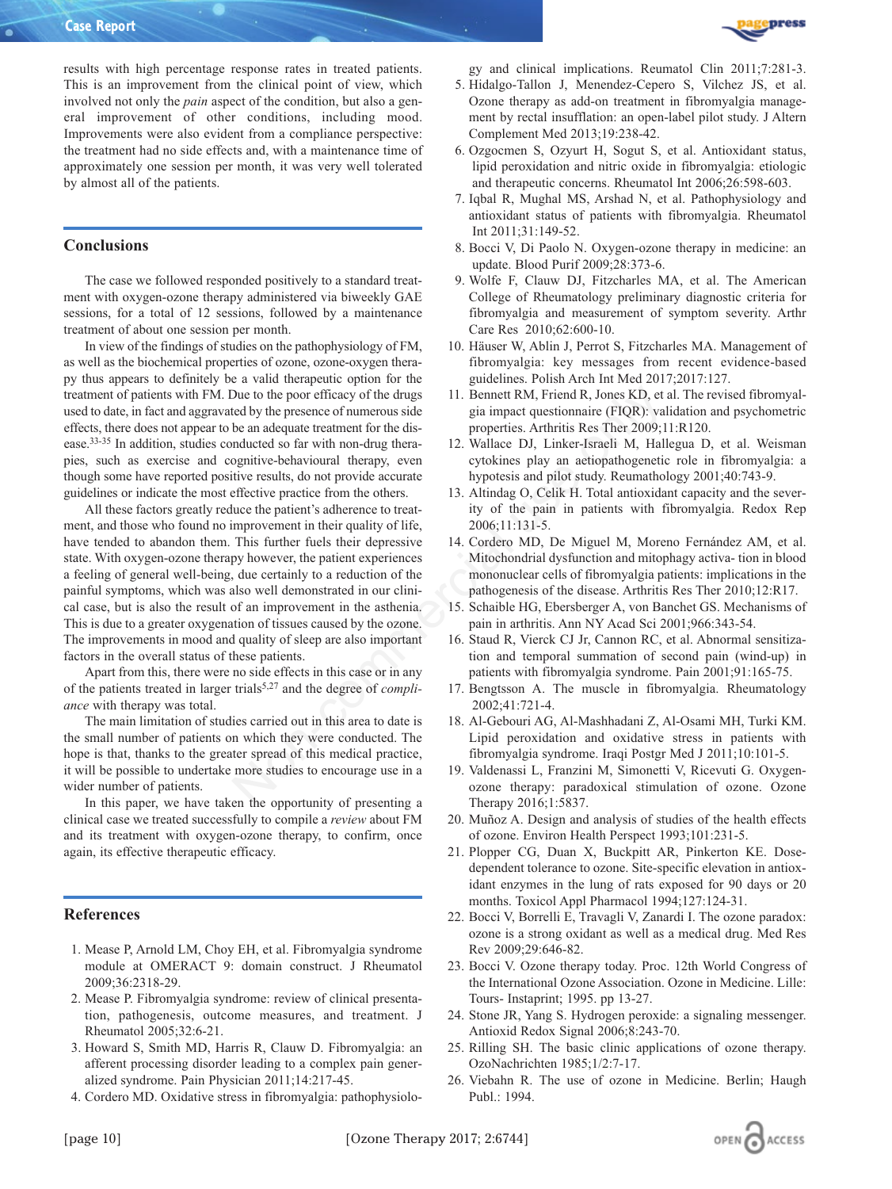results with high percentage response rates in treated patients. This is an improvement from the clinical point of view, which involved not only the *pain* aspect of the condition, but also a general improvement of other conditions, including mood. Improvements were also evident from a compliance perspective: the treatment had no side effects and, with a maintenance time of approximately one session per month, it was very well tolerated by almost all of the patients.

## Conclusions

The case we followed responded positively to a standard treatment with oxygen-ozone therapy administered via biweekly GAE sessions, for a total of 12 sessions, followed by a maintenance treatment of about one session per month.

In view of the findings of studies on the pathophysiology of FM, as well as the biochemical properties of ozone, ozone-oxygen therapy thus appears to definitely be a valid therapeutic option for the treatment of patients with FM. Due to the poor efficacy of the drugs used to date, in fact and aggravated by the presence of numerous side effects, there does not appear to be an adequate treatment for the disease.[33-35] In addition, studies conducted so far with non-drug therapies, such as exercise and cognitive-behavioural therapy, even though some have reported positive results, do not provide accurate guidelines or indicate the most effective practice from the others.

All these factors greatly reduce the patient's adherence to treatment, and those who found no improvement in their quality of life, have tended to abandon them. This further fuels their depressive state. With oxygen-ozone therapy however, the patient experiences a feeling of general well-being, due certainly to a reduction of the painful symptoms, which was also well demonstrated in our clinical case, but is also the result of an improvement in the asthenia. This is due to a greater oxygenation of tissues caused by the ozone. The improvements in mood and quality of sleep are also important factors in the overall status of these patients.

Apart from this, there were no side effects in this case or in any of the patients treated in larger trials[5,27] and the degree of *compliance* with therapy was total.

The main limitation of studies carried out in this area to date is the small number of patients on which they were conducted. The hope is that, thanks to the greater spread of this medical practice, it will be possible to undertake more studies to encourage use in a wider number of patients.

In this paper, we have taken the opportunity of presenting a clinical case we treated successfully to compile a *review* about FM and its treatment with oxygen-ozone therapy, to confirm, once again, its effective therapeutic efficacy.

## References

1. Mease P, Arnold LM, Choy EH, et al. Fibromyalgia syndrome module at OMERACT 9: domain construct. J Rheumatol 2009;36:2318-29.
2. Mease P. Fibromyalgia syndrome: review of clinical presentation, pathogenesis, outcome measures, and treatment. J Rheumatol 2005;32:6-21.
3. Howard S, Smith MD, Harris R, Clauw D. Fibromyalgia: an afferent processing disorder leading to a complex pain generalized syndrome. Pain Physician 2011;14:217-45.
4. Cordero MD. Oxidative stress in fibromyalgia: pathophysiology and clinical implications. Reumatol Clin 2011;7:281-3.
5. Hidalgo-Tallon J, Menendez-Cepero S, Vilchez JS, et al. Ozone therapy as add-on treatment in fibromyalgia management by rectal insufflation: an open-label pilot study. J Altern Complement Med 2013;19:238-42.
6. Ozgocmen S, Ozyurt H, Sogut S, et al. Antioxidant status, lipid peroxidation and nitric oxide in fibromyalgia: etiologic and therapeutic concerns. Rheumatol Int 2006;26:598-603.
7. Iqbal R, Mughal MS, Arshad N, et al. Pathophysiology and antioxidant status of patients with fibromyalgia. Rheumatol Int 2011;31:149-52.
8. Bocci V, Di Paolo N. Oxygen-ozone therapy in medicine: an update. Blood Purif 2009;28:373-6.
9. Wolfe F, Clauw DJ, Fitzcharles MA, et al. The American College of Rheumatology preliminary diagnostic criteria for fibromyalgia and measurement of symptom severity. Arthr Care Res 2010;62:600-10.
10. Häuser W, Ablin J, Perrot S, Fitzcharles MA. Management of fibromyalgia: key messages from recent evidence-based guidelines. Polish Arch Int Med 2017;2017:127.
11. Bennett RM, Friend R, Jones KD, et al. The revised fibromyalgia impact questionnaire (FIQR): validation and psychometric properties. Arthritis Res Ther 2009;11:R120.
12. Wallace DJ, Linker-Israeli M, Hallegua D, et al. Weisman cytokines play an aetiopathogenetic role in fibromyalgia: a hypotesis and pilot study. Reumathology 2001;40:743-9.
13. Altindag O, Celik H. Total antioxidant capacity and the severity of the pain in patients with fibromyalgia. Redox Rep 2006;11:131-5.
14. Cordero MD, De Miguel M, Moreno Fernández AM, et al. Mitochondrial dysfunction and mitophagy activa- tion in blood mononuclear cells of fibromyalgia patients: implications in the pathogenesis of the disease. Arthritis Res Ther 2010;12:R17.
15. Schaible HG, Ebersberger A, von Banchet GS. Mechanisms of pain in arthritis. Ann NY Acad Sci 2001;966:343-54.
16. Staud R, Vierck CJ Jr, Cannon RC, et al. Abnormal sensitization and temporal summation of second pain (wind-up) in patients with fibromyalgia syndrome. Pain 2001;91:165-75.
17. Bengtsson A. The muscle in fibromyalgia. Rheumatology 2002;41:721-4.
18. Al-Gebouri AG, Al-Mashhadani Z, Al-Osami MH, Turki KM. Lipid peroxidation and oxidative stress in patients with fibromyalgia syndrome. Iraqi Postgr Med J 2011;10:101-5.
19. Valdenassi L, Franzini M, Simonetti V, Ricevuti G. Oxygen-ozone therapy: paradoxical stimulation of ozone. Ozone Therapy 2016;1:5837.
20. Muñoz A. Design and analysis of studies of the health effects of ozone. Environ Health Perspect 1993;101:231-5.
21. Plopper CG, Duan X, Buckpitt AR, Pinkerton KE. Dose-dependent tolerance to ozone. Site-specific elevation in antioxidant enzymes in the lung of rats exposed for 90 days or 20 months. Toxicol Appl Pharmacol 1994;127:124-31.
22. Bocci V, Borrelli E, Travagli V, Zanardi I. The ozone paradox: ozone is a strong oxidant as well as a medical drug. Med Res Rev 2009;29:646-82.
23. Bocci V. Ozone therapy today. Proc. 12th World Congress of the International Ozone Association. Ozone in Medicine. Lille: Tours- Instaprint; 1995. pp 13-27.
24. Stone JR, Yang S. Hydrogen peroxide: a signaling messenger. Antioxid Redox Signal 2006;8:243-70.
25. Rilling SH. The basic clinic applications of ozone therapy. OzoNachrichten 1985;1/2:7-17.
26. Viebahn R. The use of ozone in Medicine. Berlin; Haugh Publ.: 1994.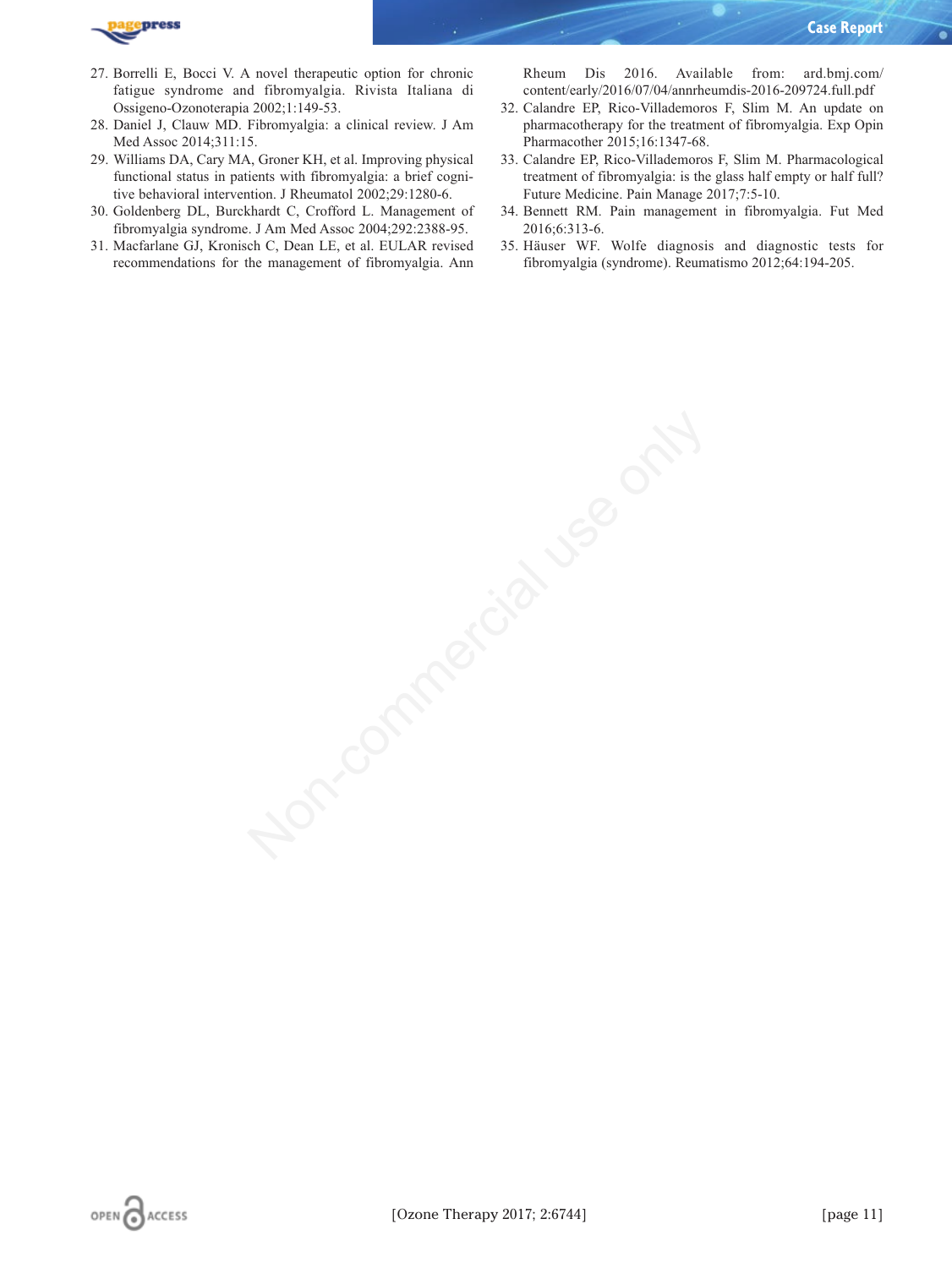27. Borrelli E, Bocci V. A novel therapeutic option for chronic fatigue syndrome and fibromyalgia. Rivista Italiana di Ossigeno-Ozonoterapia 2002;1:149-53.
28. Daniel J, Clauw MD. Fibromyalgia: a clinical review. J Am Med Assoc 2014;311:15.
29. Williams DA, Cary MA, Groner KH, et al. Improving physical functional status in patients with fibromyalgia: a brief cognitive behavioral intervention. J Rheumatol 2002;29:1280-6.
30. Goldenberg DL, Burckhardt C, Crofford L. Management of fibromyalgia syndrome. J Am Med Assoc 2004;292:2388-95.
31. Macfarlane GJ, Kronisch C, Dean LE, et al. EULAR revised recommendations for the management of fibromyalgia. Ann Rheum Dis 2016. Available from: ard.bmj.com/content/early/2016/07/04/annrheumdis-2016-209724.full.pdf
32. Calandre EP, Rico-Villademoros F, Slim M. An update on pharmacotherapy for the treatment of fibromyalgia. Exp Opin Pharmacother 2015;16:1347-68.
33. Calandre EP, Rico-Villademoros F, Slim M. Pharmacological treatment of fibromyalgia: is the glass half empty or half full? Future Medicine. Pain Manage 2017;7:5-10.
34. Bennett RM. Pain management in fibromyalgia. Fut Med 2016;6:313-6.
35. Häuser WF. Wolfe diagnosis and diagnostic tests for fibromyalgia (syndrome). Reumatismo 2012;64:194-205.